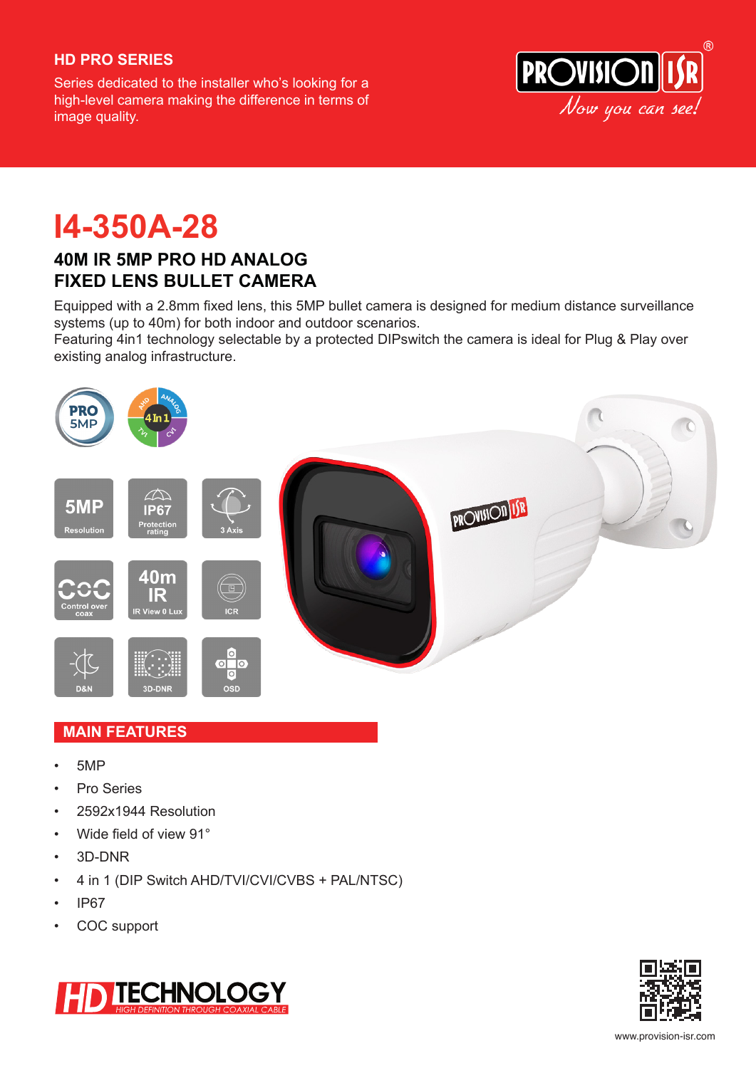**HD PRO SERIES**

Series dedicated to the installer who's looking for a high-level camera making the difference in terms of image quality.

# I4-350A-28

## 40M IR 5MP PRO HD ANALOG FIXED LENS BULLET CAMERA

Equipped with a 2.8mm fixed lens, this 5MP bullet camera is designed for medium distance surveillance systems (up to 40m) for both indoor and outdoor scenarios.
Featuring 4in1 technology selectable by a protected DIPswitch the camera is ideal for Plug & Play over existing analog infrastructure.

## MAIN FEATURES

- 5MP
- Pro Series
- 2592x1944 Resolution
- Wide field of view 91°
- 3D-DNR
- 4 in 1 (DIP Switch AHD/TVI/CVI/CVBS + PAL/NTSC)
- IP67
- COC support

www.provision-isr.com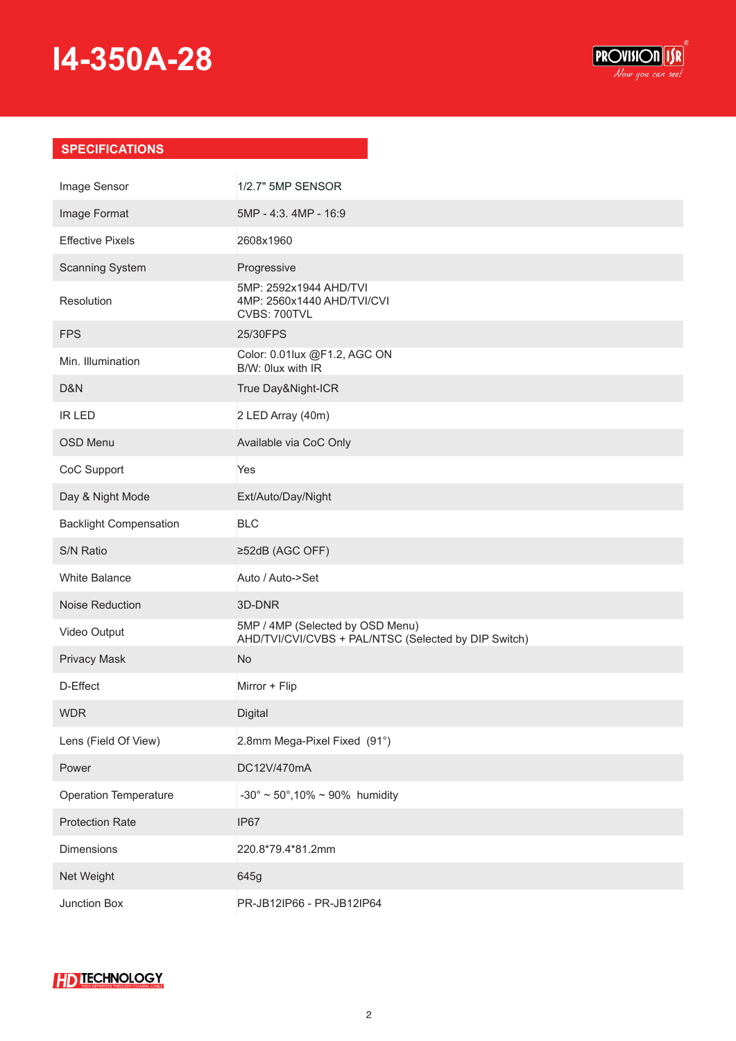# I4-350A-28

## SPECIFICATIONS

| | |
|---|---|
| Image Sensor | 1/2.7" 5MP SENSOR |
| Image Format | 5MP - 4:3. 4MP - 16:9 |
| Effective Pixels | 2608x1960 |
| Scanning System | Progressive |
| Resolution | 5MP: 2592x1944 AHD/TVI<br>4MP: 2560x1440 AHD/TVI/CVI<br>CVBS: 700TVL |
| FPS | 25/30FPS |
| Min. Illumination | Color: 0.01lux @F1.2, AGC ON<br>B/W: 0lux with IR |
| D&N | True Day&Night-ICR |
| IR LED | 2 LED Array (40m) |
| OSD Menu | Available via CoC Only |
| CoC Support | Yes |
| Day & Night Mode | Ext/Auto/Day/Night |
| Backlight Compensation | BLC |
| S/N Ratio | ≥52dB (AGC OFF) |
| White Balance | Auto / Auto->Set |
| Noise Reduction | 3D-DNR |
| Video Output | 5MP / 4MP (Selected by OSD Menu)<br>AHD/TVI/CVI/CVBS + PAL/NTSC (Selected by DIP Switch) |
| Privacy Mask | No |
| D-Effect | Mirror + Flip |
| WDR | Digital |
| Lens (Field Of View) | 2.8mm Mega-Pixel Fixed (91°) |
| Power | DC12V/470mA |
| Operation Temperature | -30° ~ 50°,10% ~ 90% humidity |
| Protection Rate | IP67 |
| Dimensions | 220.8*79.4*81.2mm |
| Net Weight | 645g |
| Junction Box | PR-JB12IP66 - PR-JB12IP64 |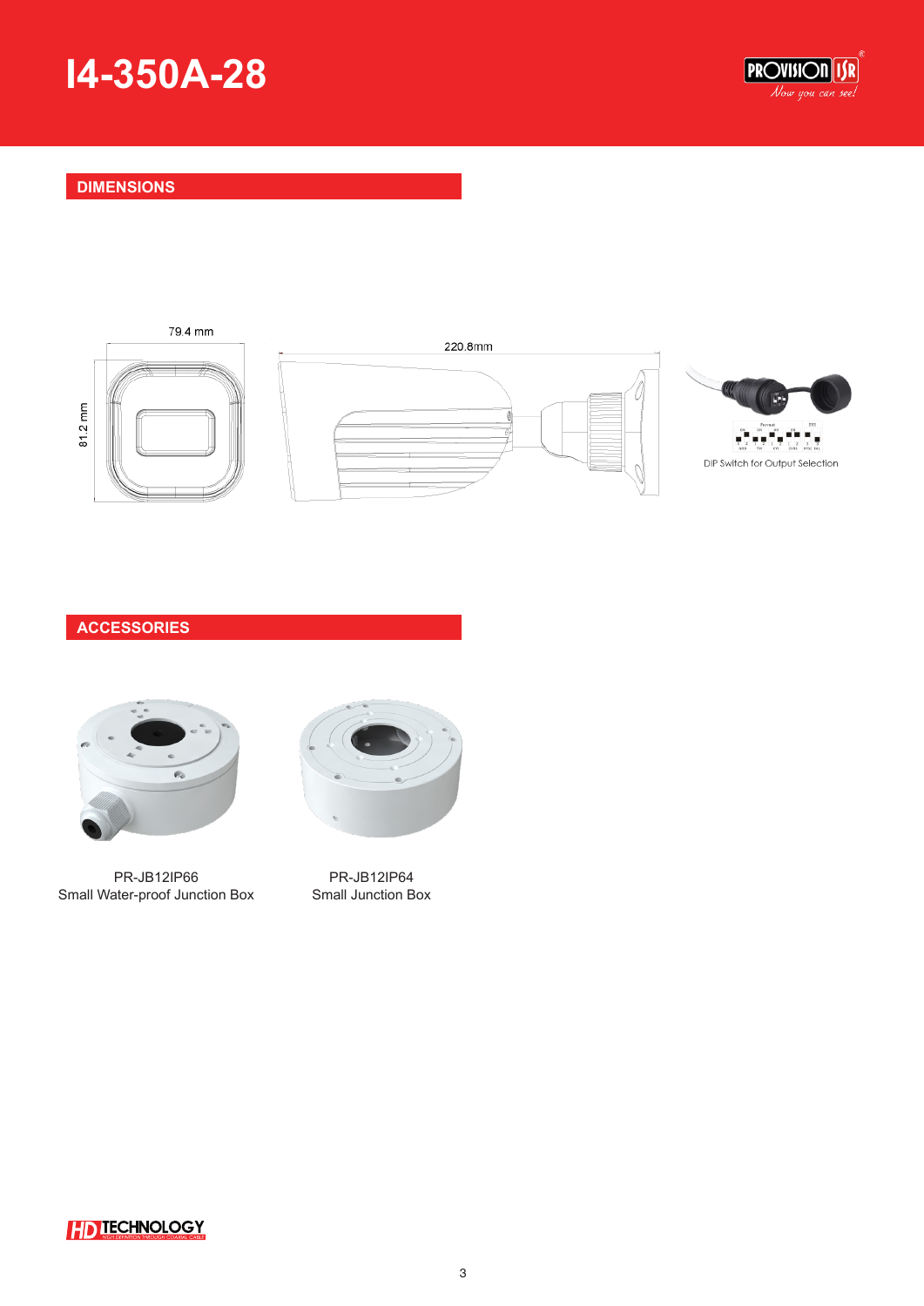# I4-350A-28

## DIMENSIONS

79.4 mm

81.2 mm

220.8mm

DIP Switch for Output Selection

## ACCESSORIES

PR-JB12IP66
Small Water-proof Junction Box

PR-JB12IP64
Small Junction Box